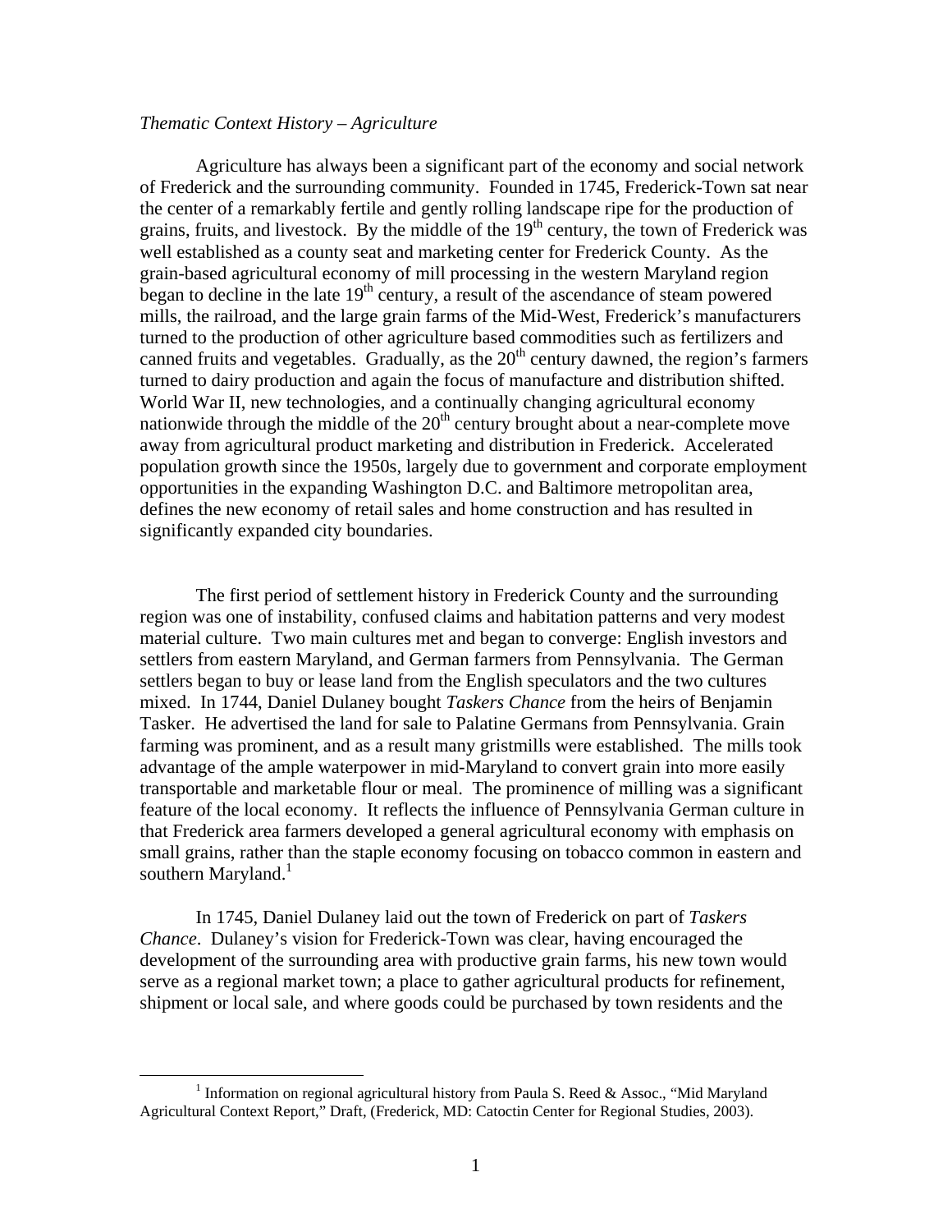*Thematic Context History – Agriculture*

Agriculture has always been a significant part of the economy and social network of Frederick and the surrounding community. Founded in 1745, Frederick-Town sat near the center of a remarkably fertile and gently rolling landscape ripe for the production of grains, fruits, and livestock. By the middle of the 19th century, the town of Frederick was well established as a county seat and marketing center for Frederick County. As the grain-based agricultural economy of mill processing in the western Maryland region began to decline in the late 19th century, a result of the ascendance of steam powered mills, the railroad, and the large grain farms of the Mid-West, Frederick's manufacturers turned to the production of other agriculture based commodities such as fertilizers and canned fruits and vegetables. Gradually, as the 20th century dawned, the region's farmers turned to dairy production and again the focus of manufacture and distribution shifted. World War II, new technologies, and a continually changing agricultural economy nationwide through the middle of the 20th century brought about a near-complete move away from agricultural product marketing and distribution in Frederick. Accelerated population growth since the 1950s, largely due to government and corporate employment opportunities in the expanding Washington D.C. and Baltimore metropolitan area, defines the new economy of retail sales and home construction and has resulted in significantly expanded city boundaries.

The first period of settlement history in Frederick County and the surrounding region was one of instability, confused claims and habitation patterns and very modest material culture. Two main cultures met and began to converge: English investors and settlers from eastern Maryland, and German farmers from Pennsylvania. The German settlers began to buy or lease land from the English speculators and the two cultures mixed. In 1744, Daniel Dulaney bought *Taskers Chance* from the heirs of Benjamin Tasker. He advertised the land for sale to Palatine Germans from Pennsylvania. Grain farming was prominent, and as a result many gristmills were established. The mills took advantage of the ample waterpower in mid-Maryland to convert grain into more easily transportable and marketable flour or meal. The prominence of milling was a significant feature of the local economy. It reflects the influence of Pennsylvania German culture in that Frederick area farmers developed a general agricultural economy with emphasis on small grains, rather than the staple economy focusing on tobacco common in eastern and southern Maryland.[1]

In 1745, Daniel Dulaney laid out the town of Frederick on part of *Taskers Chance*. Dulaney's vision for Frederick-Town was clear, having encouraged the development of the surrounding area with productive grain farms, his new town would serve as a regional market town; a place to gather agricultural products for refinement, shipment or local sale, and where goods could be purchased by town residents and the

[1] Information on regional agricultural history from Paula S. Reed & Assoc., "Mid Maryland Agricultural Context Report," Draft, (Frederick, MD: Catoctin Center for Regional Studies, 2003).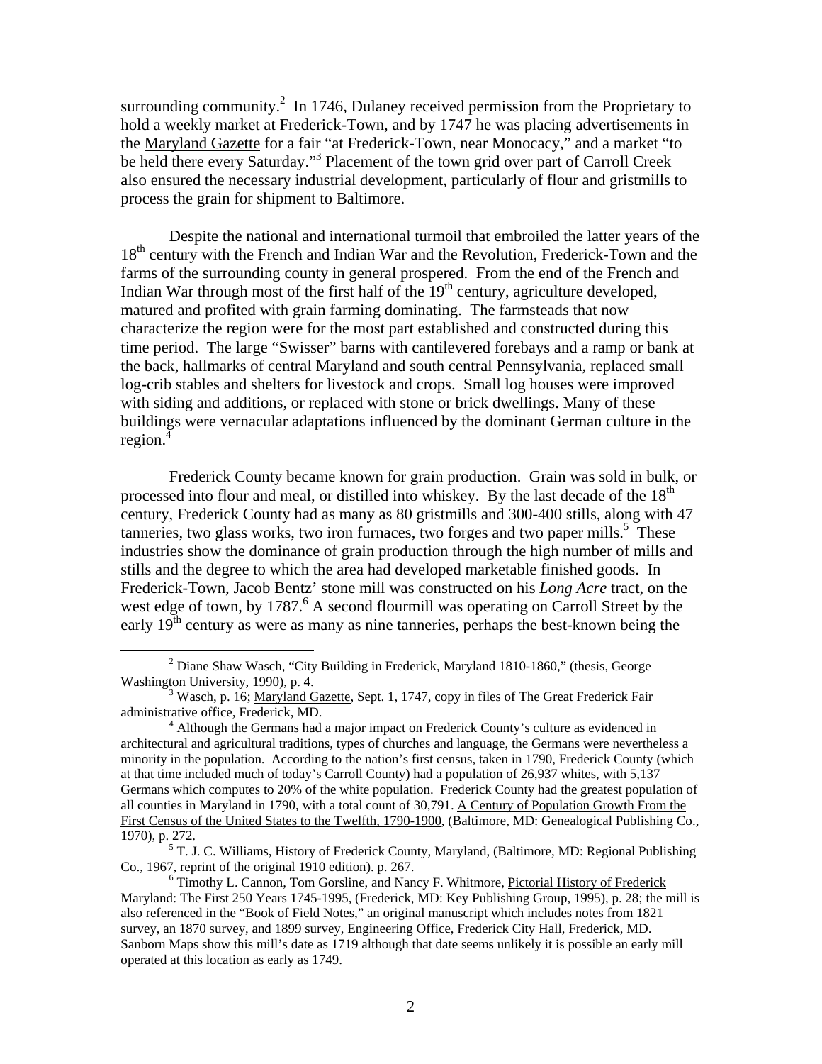surrounding community.[2] In 1746, Dulaney received permission from the Proprietary to hold a weekly market at Frederick-Town, and by 1747 he was placing advertisements in the Maryland Gazette for a fair "at Frederick-Town, near Monocacy," and a market "to be held there every Saturday."[3] Placement of the town grid over part of Carroll Creek also ensured the necessary industrial development, particularly of flour and gristmills to process the grain for shipment to Baltimore.

Despite the national and international turmoil that embroiled the latter years of the 18th century with the French and Indian War and the Revolution, Frederick-Town and the farms of the surrounding county in general prospered. From the end of the French and Indian War through most of the first half of the 19th century, agriculture developed, matured and profited with grain farming dominating. The farmsteads that now characterize the region were for the most part established and constructed during this time period. The large "Swisser" barns with cantilevered forebays and a ramp or bank at the back, hallmarks of central Maryland and south central Pennsylvania, replaced small log-crib stables and shelters for livestock and crops. Small log houses were improved with siding and additions, or replaced with stone or brick dwellings. Many of these buildings were vernacular adaptations influenced by the dominant German culture in the region.[4]

Frederick County became known for grain production. Grain was sold in bulk, or processed into flour and meal, or distilled into whiskey. By the last decade of the 18th century, Frederick County had as many as 80 gristmills and 300-400 stills, along with 47 tanneries, two glass works, two iron furnaces, two forges and two paper mills.[5] These industries show the dominance of grain production through the high number of mills and stills and the degree to which the area had developed marketable finished goods. In Frederick-Town, Jacob Bentz' stone mill was constructed on his *Long Acre* tract, on the west edge of town, by 1787.[6] A second flourmill was operating on Carroll Street by the early 19th century as were as many as nine tanneries, perhaps the best-known being the

---

[2] Diane Shaw Wasch, "City Building in Frederick, Maryland 1810-1860," (thesis, George Washington University, 1990), p. 4.

[3] Wasch, p. 16; Maryland Gazette, Sept. 1, 1747, copy in files of The Great Frederick Fair administrative office, Frederick, MD.

[4] Although the Germans had a major impact on Frederick County's culture as evidenced in architectural and agricultural traditions, types of churches and language, the Germans were nevertheless a minority in the population. According to the nation's first census, taken in 1790, Frederick County (which at that time included much of today's Carroll County) had a population of 26,937 whites, with 5,137 Germans which computes to 20% of the white population. Frederick County had the greatest population of all counties in Maryland in 1790, with a total count of 30,791. A Century of Population Growth From the First Census of the United States to the Twelfth, 1790-1900, (Baltimore, MD: Genealogical Publishing Co., 1970), p. 272.

[5] T. J. C. Williams, History of Frederick County, Maryland, (Baltimore, MD: Regional Publishing Co., 1967, reprint of the original 1910 edition). p. 267.

[6] Timothy L. Cannon, Tom Gorsline, and Nancy F. Whitmore, Pictorial History of Frederick Maryland: The First 250 Years 1745-1995, (Frederick, MD: Key Publishing Group, 1995), p. 28; the mill is also referenced in the "Book of Field Notes," an original manuscript which includes notes from 1821 survey, an 1870 survey, and 1899 survey, Engineering Office, Frederick City Hall, Frederick, MD. Sanborn Maps show this mill's date as 1719 although that date seems unlikely it is possible an early mill operated at this location as early as 1749.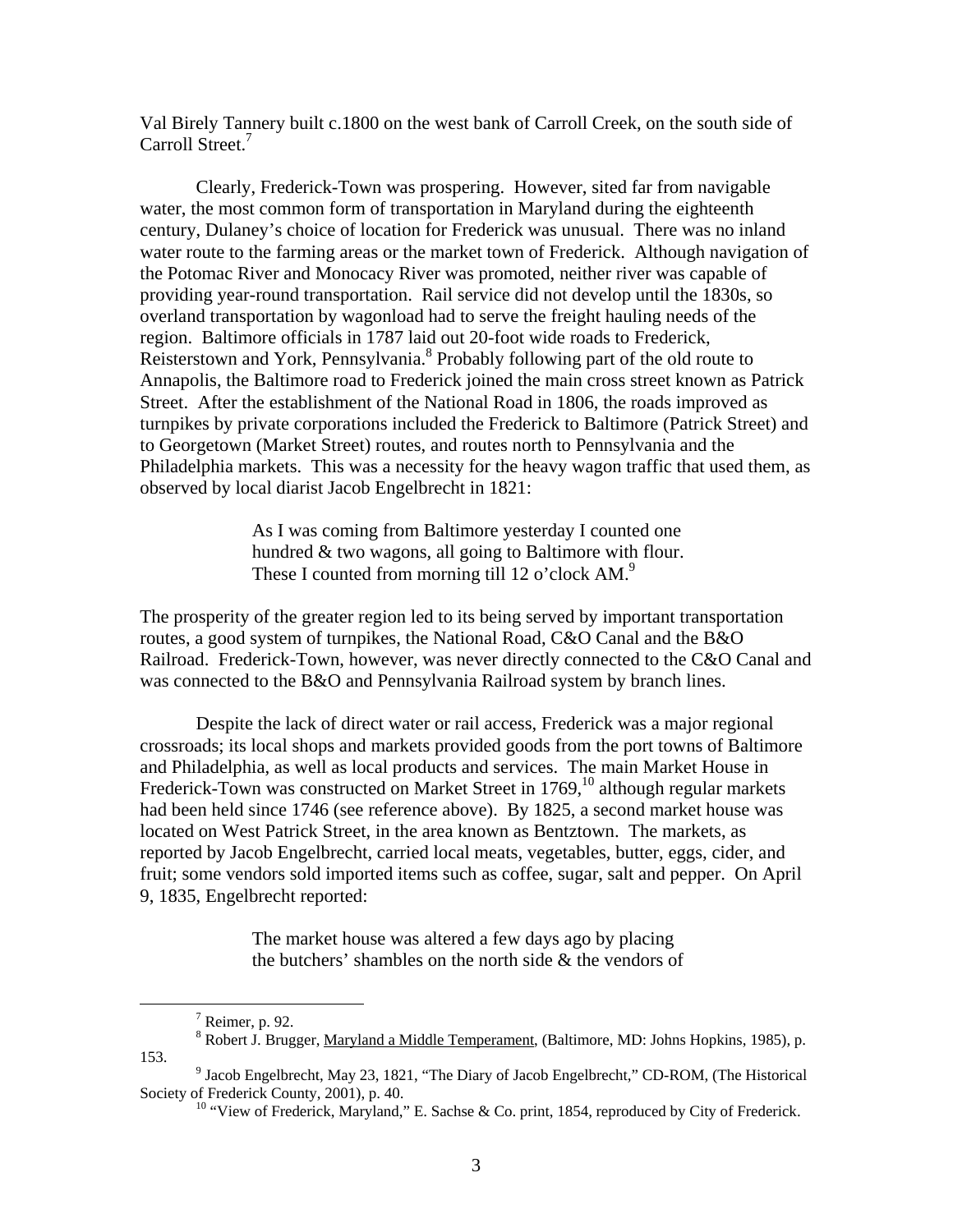Val Birely Tannery built c.1800 on the west bank of Carroll Creek, on the south side of Carroll Street.[7]

Clearly, Frederick-Town was prospering. However, sited far from navigable water, the most common form of transportation in Maryland during the eighteenth century, Dulaney's choice of location for Frederick was unusual. There was no inland water route to the farming areas or the market town of Frederick. Although navigation of the Potomac River and Monocacy River was promoted, neither river was capable of providing year-round transportation. Rail service did not develop until the 1830s, so overland transportation by wagonload had to serve the freight hauling needs of the region. Baltimore officials in 1787 laid out 20-foot wide roads to Frederick, Reisterstown and York, Pennsylvania.[8] Probably following part of the old route to Annapolis, the Baltimore road to Frederick joined the main cross street known as Patrick Street. After the establishment of the National Road in 1806, the roads improved as turnpikes by private corporations included the Frederick to Baltimore (Patrick Street) and to Georgetown (Market Street) routes, and routes north to Pennsylvania and the Philadelphia markets. This was a necessity for the heavy wagon traffic that used them, as observed by local diarist Jacob Engelbrecht in 1821:

> As I was coming from Baltimore yesterday I counted one hundred & two wagons, all going to Baltimore with flour. These I counted from morning till 12 o'clock AM.[9]

The prosperity of the greater region led to its being served by important transportation routes, a good system of turnpikes, the National Road, C&O Canal and the B&O Railroad. Frederick-Town, however, was never directly connected to the C&O Canal and was connected to the B&O and Pennsylvania Railroad system by branch lines.

Despite the lack of direct water or rail access, Frederick was a major regional crossroads; its local shops and markets provided goods from the port towns of Baltimore and Philadelphia, as well as local products and services. The main Market House in Frederick-Town was constructed on Market Street in 1769,[10] although regular markets had been held since 1746 (see reference above). By 1825, a second market house was located on West Patrick Street, in the area known as Bentztown. The markets, as reported by Jacob Engelbrecht, carried local meats, vegetables, butter, eggs, cider, and fruit; some vendors sold imported items such as coffee, sugar, salt and pepper. On April 9, 1835, Engelbrecht reported:

> The market house was altered a few days ago by placing the butchers' shambles on the north side & the vendors of

---

[7] Reimer, p. 92.

[8] Robert J. Brugger, Maryland a Middle Temperament, (Baltimore, MD: Johns Hopkins, 1985), p. 153.

[9] Jacob Engelbrecht, May 23, 1821, "The Diary of Jacob Engelbrecht," CD-ROM, (The Historical Society of Frederick County, 2001), p. 40.

[10] "View of Frederick, Maryland," E. Sachse & Co. print, 1854, reproduced by City of Frederick.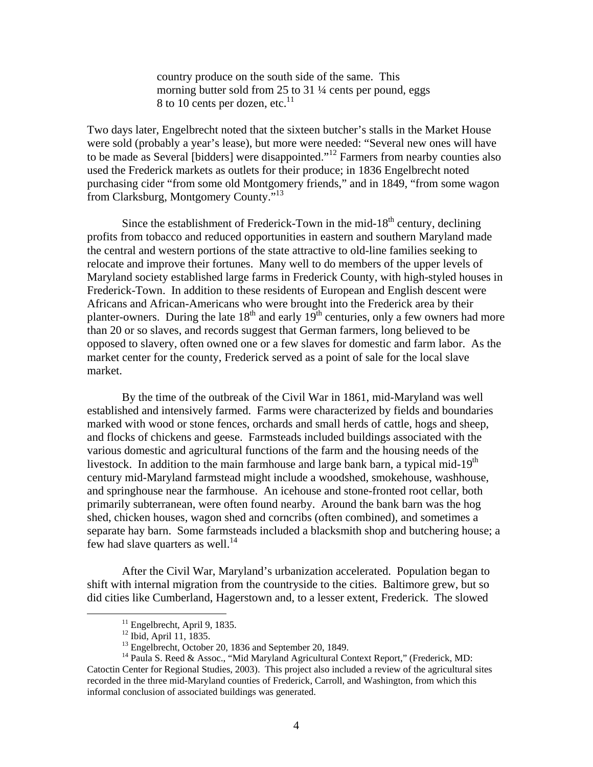> country produce on the south side of the same. This morning butter sold from 25 to 31 ¼ cents per pound, eggs 8 to 10 cents per dozen, etc.[11]

Two days later, Engelbrecht noted that the sixteen butcher's stalls in the Market House were sold (probably a year's lease), but more were needed: "Several new ones will have to be made as Several [bidders] were disappointed."[12] Farmers from nearby counties also used the Frederick markets as outlets for their produce; in 1836 Engelbrecht noted purchasing cider "from some old Montgomery friends," and in 1849, "from some wagon from Clarksburg, Montgomery County."[13]

Since the establishment of Frederick-Town in the mid-18th century, declining profits from tobacco and reduced opportunities in eastern and southern Maryland made the central and western portions of the state attractive to old-line families seeking to relocate and improve their fortunes. Many well to do members of the upper levels of Maryland society established large farms in Frederick County, with high-styled houses in Frederick-Town. In addition to these residents of European and English descent were Africans and African-Americans who were brought into the Frederick area by their planter-owners. During the late 18th and early 19th centuries, only a few owners had more than 20 or so slaves, and records suggest that German farmers, long believed to be opposed to slavery, often owned one or a few slaves for domestic and farm labor. As the market center for the county, Frederick served as a point of sale for the local slave market.

By the time of the outbreak of the Civil War in 1861, mid-Maryland was well established and intensively farmed. Farms were characterized by fields and boundaries marked with wood or stone fences, orchards and small herds of cattle, hogs and sheep, and flocks of chickens and geese. Farmsteads included buildings associated with the various domestic and agricultural functions of the farm and the housing needs of the livestock. In addition to the main farmhouse and large bank barn, a typical mid-19th century mid-Maryland farmstead might include a woodshed, smokehouse, washhouse, and springhouse near the farmhouse. An icehouse and stone-fronted root cellar, both primarily subterranean, were often found nearby. Around the bank barn was the hog shed, chicken houses, wagon shed and corncribs (often combined), and sometimes a separate hay barn. Some farmsteads included a blacksmith shop and butchering house; a few had slave quarters as well.[14]

After the Civil War, Maryland's urbanization accelerated. Population began to shift with internal migration from the countryside to the cities. Baltimore grew, but so did cities like Cumberland, Hagerstown and, to a lesser extent, Frederick. The slowed

---

[11] Engelbrecht, April 9, 1835.

[12] Ibid, April 11, 1835.

[13] Engelbrecht, October 20, 1836 and September 20, 1849.

[14] Paula S. Reed & Assoc., "Mid Maryland Agricultural Context Report," (Frederick, MD: Catoctin Center for Regional Studies, 2003). This project also included a review of the agricultural sites recorded in the three mid-Maryland counties of Frederick, Carroll, and Washington, from which this informal conclusion of associated buildings was generated.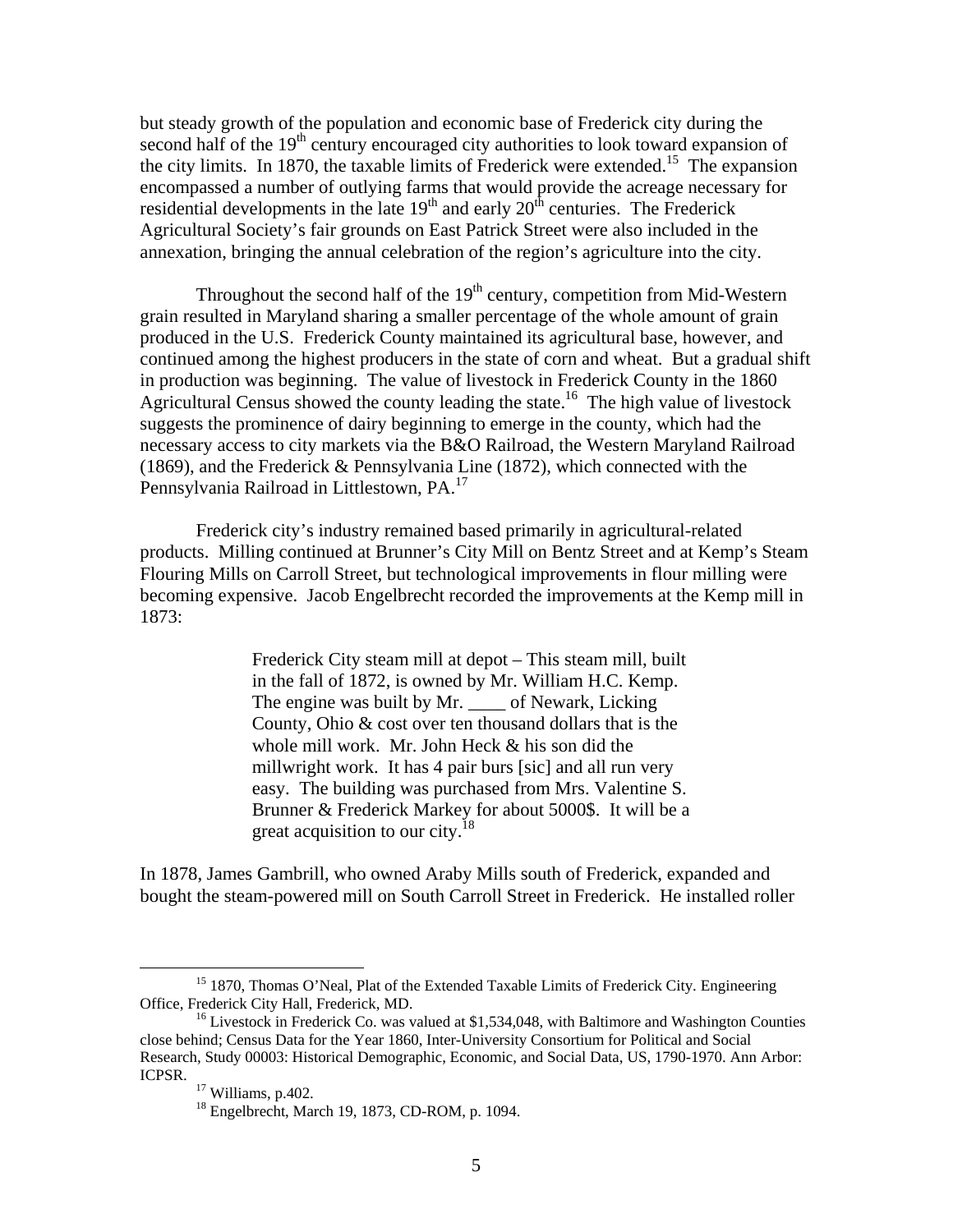but steady growth of the population and economic base of Frederick city during the second half of the 19th century encouraged city authorities to look toward expansion of the city limits. In 1870, the taxable limits of Frederick were extended.[15] The expansion encompassed a number of outlying farms that would provide the acreage necessary for residential developments in the late 19th and early 20th centuries. The Frederick Agricultural Society's fair grounds on East Patrick Street were also included in the annexation, bringing the annual celebration of the region's agriculture into the city.

Throughout the second half of the 19th century, competition from Mid-Western grain resulted in Maryland sharing a smaller percentage of the whole amount of grain produced in the U.S. Frederick County maintained its agricultural base, however, and continued among the highest producers in the state of corn and wheat. But a gradual shift in production was beginning. The value of livestock in Frederick County in the 1860 Agricultural Census showed the county leading the state.[16] The high value of livestock suggests the prominence of dairy beginning to emerge in the county, which had the necessary access to city markets via the B&O Railroad, the Western Maryland Railroad (1869), and the Frederick & Pennsylvania Line (1872), which connected with the Pennsylvania Railroad in Littlestown, PA.[17]

Frederick city's industry remained based primarily in agricultural-related products. Milling continued at Brunner's City Mill on Bentz Street and at Kemp's Steam Flouring Mills on Carroll Street, but technological improvements in flour milling were becoming expensive. Jacob Engelbrecht recorded the improvements at the Kemp mill in 1873:

> Frederick City steam mill at depot – This steam mill, built in the fall of 1872, is owned by Mr. William H.C. Kemp. The engine was built by Mr. ____ of Newark, Licking County, Ohio & cost over ten thousand dollars that is the whole mill work. Mr. John Heck & his son did the millwright work. It has 4 pair burs [sic] and all run very easy. The building was purchased from Mrs. Valentine S. Brunner & Frederick Markey for about 5000$. It will be a great acquisition to our city.[18]

In 1878, James Gambrill, who owned Araby Mills south of Frederick, expanded and bought the steam-powered mill on South Carroll Street in Frederick. He installed roller

---

[15] 1870, Thomas O'Neal, Plat of the Extended Taxable Limits of Frederick City. Engineering Office, Frederick City Hall, Frederick, MD.

[16] Livestock in Frederick Co. was valued at $1,534,048, with Baltimore and Washington Counties close behind; Census Data for the Year 1860, Inter-University Consortium for Political and Social Research, Study 00003: Historical Demographic, Economic, and Social Data, US, 1790-1970. Ann Arbor: ICPSR.

[17] Williams, p.402.

[18] Engelbrecht, March 19, 1873, CD-ROM, p. 1094.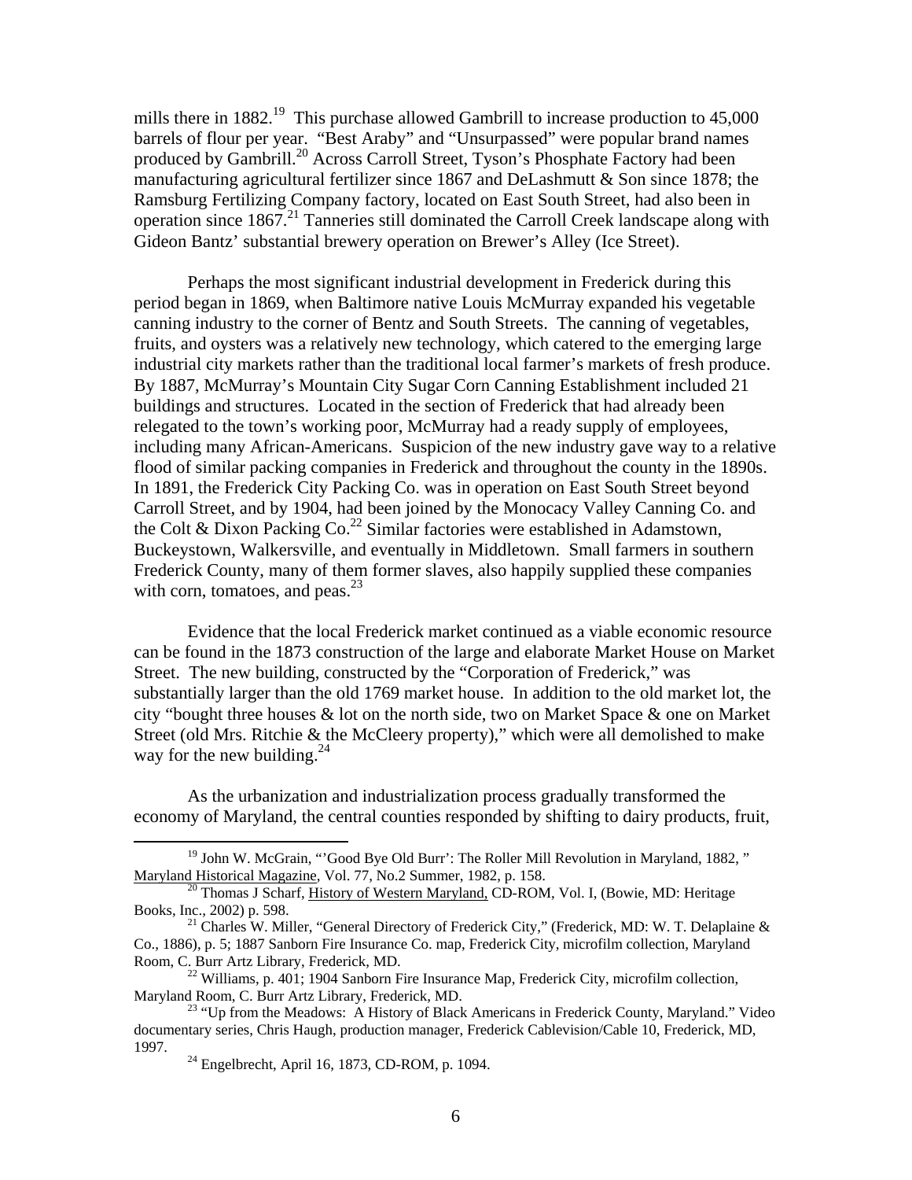mills there in 1882.[19] This purchase allowed Gambrill to increase production to 45,000 barrels of flour per year. "Best Araby" and "Unsurpassed" were popular brand names produced by Gambrill.[20] Across Carroll Street, Tyson's Phosphate Factory had been manufacturing agricultural fertilizer since 1867 and DeLashmutt & Son since 1878; the Ramsburg Fertilizing Company factory, located on East South Street, had also been in operation since 1867.[21] Tanneries still dominated the Carroll Creek landscape along with Gideon Bantz' substantial brewery operation on Brewer's Alley (Ice Street).

Perhaps the most significant industrial development in Frederick during this period began in 1869, when Baltimore native Louis McMurray expanded his vegetable canning industry to the corner of Bentz and South Streets. The canning of vegetables, fruits, and oysters was a relatively new technology, which catered to the emerging large industrial city markets rather than the traditional local farmer's markets of fresh produce. By 1887, McMurray's Mountain City Sugar Corn Canning Establishment included 21 buildings and structures. Located in the section of Frederick that had already been relegated to the town's working poor, McMurray had a ready supply of employees, including many African-Americans. Suspicion of the new industry gave way to a relative flood of similar packing companies in Frederick and throughout the county in the 1890s. In 1891, the Frederick City Packing Co. was in operation on East South Street beyond Carroll Street, and by 1904, had been joined by the Monocacy Valley Canning Co. and the Colt & Dixon Packing Co.[22] Similar factories were established in Adamstown, Buckeystown, Walkersville, and eventually in Middletown. Small farmers in southern Frederick County, many of them former slaves, also happily supplied these companies with corn, tomatoes, and peas.[23]

Evidence that the local Frederick market continued as a viable economic resource can be found in the 1873 construction of the large and elaborate Market House on Market Street. The new building, constructed by the "Corporation of Frederick," was substantially larger than the old 1769 market house. In addition to the old market lot, the city "bought three houses & lot on the north side, two on Market Space & one on Market Street (old Mrs. Ritchie & the McCleery property)," which were all demolished to make way for the new building.[24]

As the urbanization and industrialization process gradually transformed the economy of Maryland, the central counties responded by shifting to dairy products, fruit,

---

[19] John W. McGrain, "'Good Bye Old Burr': The Roller Mill Revolution in Maryland, 1882, " Maryland Historical Magazine, Vol. 77, No.2 Summer, 1982, p. 158.

[20] Thomas J Scharf, History of Western Maryland, CD-ROM, Vol. I, (Bowie, MD: Heritage Books, Inc., 2002) p. 598.

[21] Charles W. Miller, "General Directory of Frederick City," (Frederick, MD: W. T. Delaplaine & Co., 1886), p. 5; 1887 Sanborn Fire Insurance Co. map, Frederick City, microfilm collection, Maryland Room, C. Burr Artz Library, Frederick, MD.

[22] Williams, p. 401; 1904 Sanborn Fire Insurance Map, Frederick City, microfilm collection, Maryland Room, C. Burr Artz Library, Frederick, MD.

[23] "Up from the Meadows: A History of Black Americans in Frederick County, Maryland." Video documentary series, Chris Haugh, production manager, Frederick Cablevision/Cable 10, Frederick, MD, 1997.

[24] Engelbrecht, April 16, 1873, CD-ROM, p. 1094.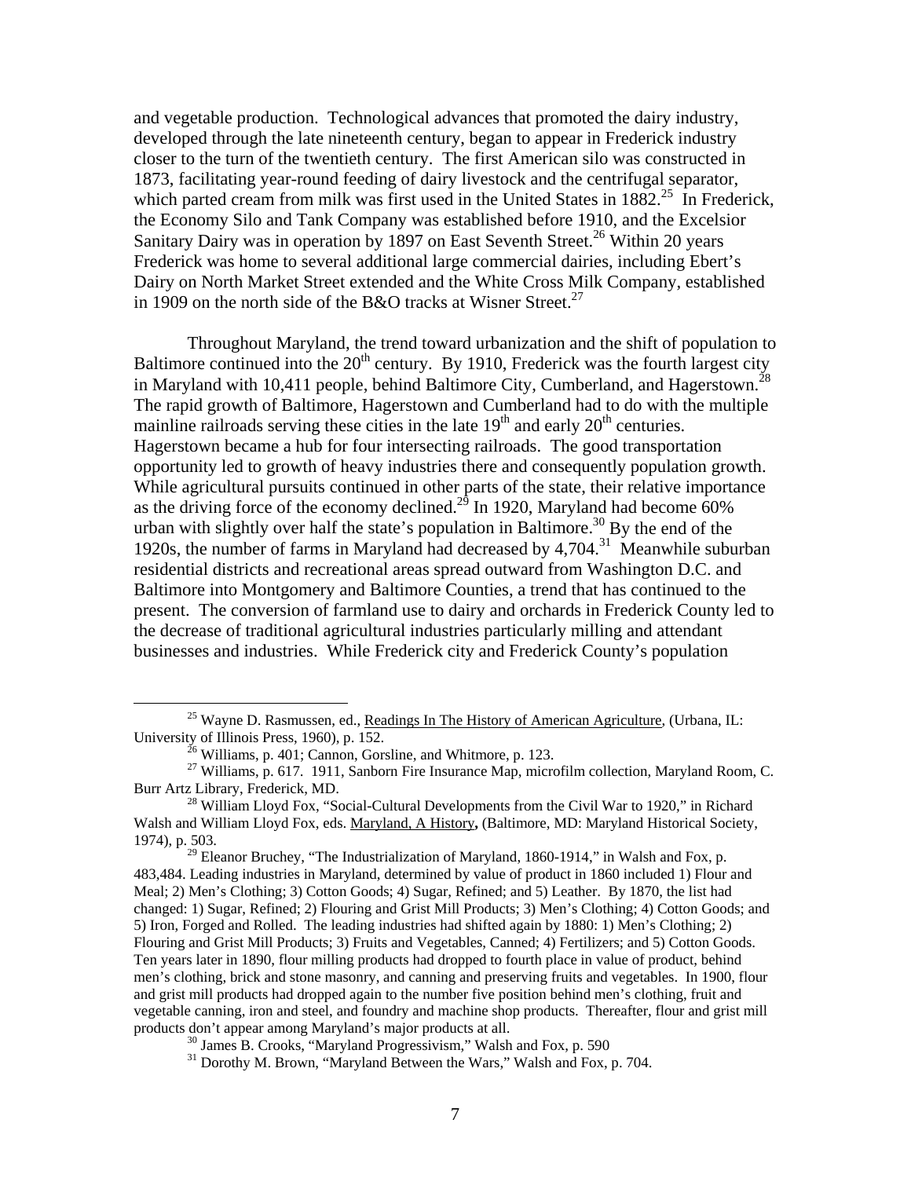and vegetable production. Technological advances that promoted the dairy industry, developed through the late nineteenth century, began to appear in Frederick industry closer to the turn of the twentieth century. The first American silo was constructed in 1873, facilitating year-round feeding of dairy livestock and the centrifugal separator, which parted cream from milk was first used in the United States in 1882.[25] In Frederick, the Economy Silo and Tank Company was established before 1910, and the Excelsior Sanitary Dairy was in operation by 1897 on East Seventh Street.[26] Within 20 years Frederick was home to several additional large commercial dairies, including Ebert's Dairy on North Market Street extended and the White Cross Milk Company, established in 1909 on the north side of the B&O tracks at Wisner Street.[27]

Throughout Maryland, the trend toward urbanization and the shift of population to Baltimore continued into the 20th century. By 1910, Frederick was the fourth largest city in Maryland with 10,411 people, behind Baltimore City, Cumberland, and Hagerstown.[28] The rapid growth of Baltimore, Hagerstown and Cumberland had to do with the multiple mainline railroads serving these cities in the late 19th and early 20th centuries. Hagerstown became a hub for four intersecting railroads. The good transportation opportunity led to growth of heavy industries there and consequently population growth. While agricultural pursuits continued in other parts of the state, their relative importance as the driving force of the economy declined.[29] In 1920, Maryland had become 60% urban with slightly over half the state's population in Baltimore.[30] By the end of the 1920s, the number of farms in Maryland had decreased by 4,704.[31] Meanwhile suburban residential districts and recreational areas spread outward from Washington D.C. and Baltimore into Montgomery and Baltimore Counties, a trend that has continued to the present. The conversion of farmland use to dairy and orchards in Frederick County led to the decrease of traditional agricultural industries particularly milling and attendant businesses and industries. While Frederick city and Frederick County's population

---

[25] Wayne D. Rasmussen, ed., Readings In The History of American Agriculture, (Urbana, IL: University of Illinois Press, 1960), p. 152.

[26] Williams, p. 401; Cannon, Gorsline, and Whitmore, p. 123.

[27] Williams, p. 617. 1911, Sanborn Fire Insurance Map, microfilm collection, Maryland Room, C. Burr Artz Library, Frederick, MD.

[28] William Lloyd Fox, "Social-Cultural Developments from the Civil War to 1920," in Richard Walsh and William Lloyd Fox, eds. Maryland, A History, (Baltimore, MD: Maryland Historical Society, 1974), p. 503.

[29] Eleanor Bruchey, "The Industrialization of Maryland, 1860-1914," in Walsh and Fox, p. 483,484. Leading industries in Maryland, determined by value of product in 1860 included 1) Flour and Meal; 2) Men's Clothing; 3) Cotton Goods; 4) Sugar, Refined; and 5) Leather. By 1870, the list had changed: 1) Sugar, Refined; 2) Flouring and Grist Mill Products; 3) Men's Clothing; 4) Cotton Goods; and 5) Iron, Forged and Rolled. The leading industries had shifted again by 1880: 1) Men's Clothing; 2) Flouring and Grist Mill Products; 3) Fruits and Vegetables, Canned; 4) Fertilizers; and 5) Cotton Goods. Ten years later in 1890, flour milling products had dropped to fourth place in value of product, behind men's clothing, brick and stone masonry, and canning and preserving fruits and vegetables. In 1900, flour and grist mill products had dropped again to the number five position behind men's clothing, fruit and vegetable canning, iron and steel, and foundry and machine shop products. Thereafter, flour and grist mill products don't appear among Maryland's major products at all.

[30] James B. Crooks, "Maryland Progressivism," Walsh and Fox, p. 590

[31] Dorothy M. Brown, "Maryland Between the Wars," Walsh and Fox, p. 704.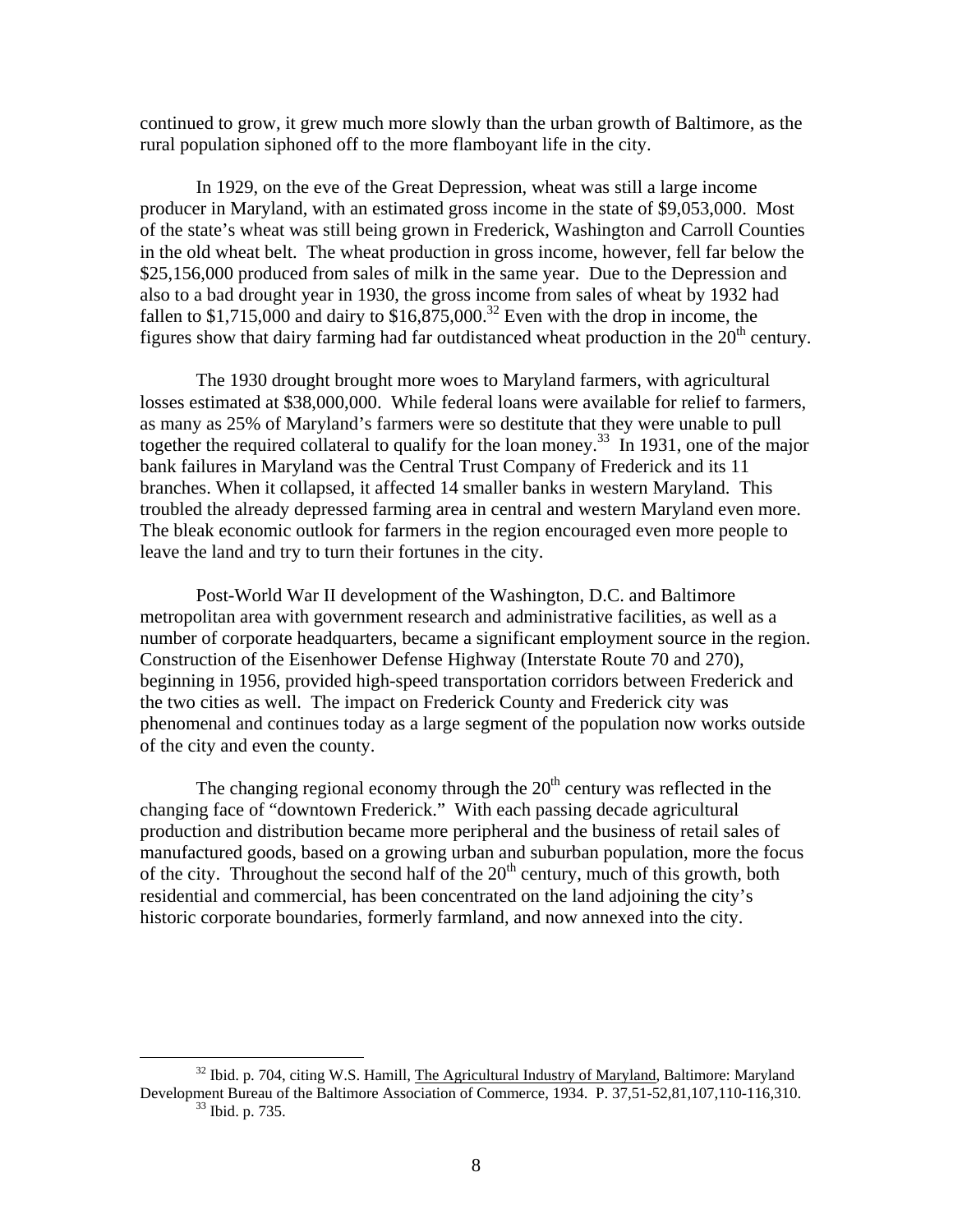continued to grow, it grew much more slowly than the urban growth of Baltimore, as the rural population siphoned off to the more flamboyant life in the city.

In 1929, on the eve of the Great Depression, wheat was still a large income producer in Maryland, with an estimated gross income in the state of $9,053,000. Most of the state's wheat was still being grown in Frederick, Washington and Carroll Counties in the old wheat belt. The wheat production in gross income, however, fell far below the $25,156,000 produced from sales of milk in the same year. Due to the Depression and also to a bad drought year in 1930, the gross income from sales of wheat by 1932 had fallen to $1,715,000 and dairy to $16,875,000.[32] Even with the drop in income, the figures show that dairy farming had far outdistanced wheat production in the 20th century.

The 1930 drought brought more woes to Maryland farmers, with agricultural losses estimated at $38,000,000. While federal loans were available for relief to farmers, as many as 25% of Maryland's farmers were so destitute that they were unable to pull together the required collateral to qualify for the loan money.[33] In 1931, one of the major bank failures in Maryland was the Central Trust Company of Frederick and its 11 branches. When it collapsed, it affected 14 smaller banks in western Maryland. This troubled the already depressed farming area in central and western Maryland even more. The bleak economic outlook for farmers in the region encouraged even more people to leave the land and try to turn their fortunes in the city.

Post-World War II development of the Washington, D.C. and Baltimore metropolitan area with government research and administrative facilities, as well as a number of corporate headquarters, became a significant employment source in the region. Construction of the Eisenhower Defense Highway (Interstate Route 70 and 270), beginning in 1956, provided high-speed transportation corridors between Frederick and the two cities as well. The impact on Frederick County and Frederick city was phenomenal and continues today as a large segment of the population now works outside of the city and even the county.

The changing regional economy through the 20th century was reflected in the changing face of "downtown Frederick." With each passing decade agricultural production and distribution became more peripheral and the business of retail sales of manufactured goods, based on a growing urban and suburban population, more the focus of the city. Throughout the second half of the 20th century, much of this growth, both residential and commercial, has been concentrated on the land adjoining the city's historic corporate boundaries, formerly farmland, and now annexed into the city.

---

[32] Ibid. p. 704, citing W.S. Hamill, The Agricultural Industry of Maryland, Baltimore: Maryland Development Bureau of the Baltimore Association of Commerce, 1934. P. 37,51-52,81,107,110-116,310.

[33] Ibid. p. 735.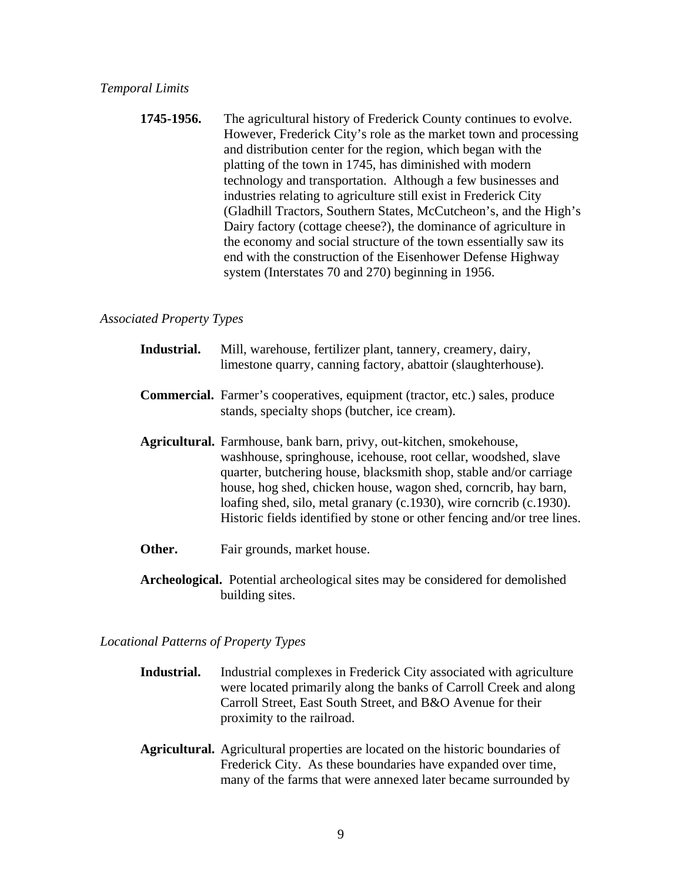*Temporal Limits*

**1745-1956.** The agricultural history of Frederick County continues to evolve. However, Frederick City's role as the market town and processing and distribution center for the region, which began with the platting of the town in 1745, has diminished with modern technology and transportation. Although a few businesses and industries relating to agriculture still exist in Frederick City (Gladhill Tractors, Southern States, McCutcheon's, and the High's Dairy factory (cottage cheese?), the dominance of agriculture in the economy and social structure of the town essentially saw its end with the construction of the Eisenhower Defense Highway system (Interstates 70 and 270) beginning in 1956.

*Associated Property Types*

**Industrial.** Mill, warehouse, fertilizer plant, tannery, creamery, dairy, limestone quarry, canning factory, abattoir (slaughterhouse).

**Commercial.** Farmer's cooperatives, equipment (tractor, etc.) sales, produce stands, specialty shops (butcher, ice cream).

**Agricultural.** Farmhouse, bank barn, privy, out-kitchen, smokehouse, washhouse, springhouse, icehouse, root cellar, woodshed, slave quarter, butchering house, blacksmith shop, stable and/or carriage house, hog shed, chicken house, wagon shed, corncrib, hay barn, loafing shed, silo, metal granary (c.1930), wire corncrib (c.1930). Historic fields identified by stone or other fencing and/or tree lines.

**Other.** Fair grounds, market house.

**Archeological.** Potential archeological sites may be considered for demolished building sites.

*Locational Patterns of Property Types*

**Industrial.** Industrial complexes in Frederick City associated with agriculture were located primarily along the banks of Carroll Creek and along Carroll Street, East South Street, and B&O Avenue for their proximity to the railroad.

**Agricultural.** Agricultural properties are located on the historic boundaries of Frederick City. As these boundaries have expanded over time, many of the farms that were annexed later became surrounded by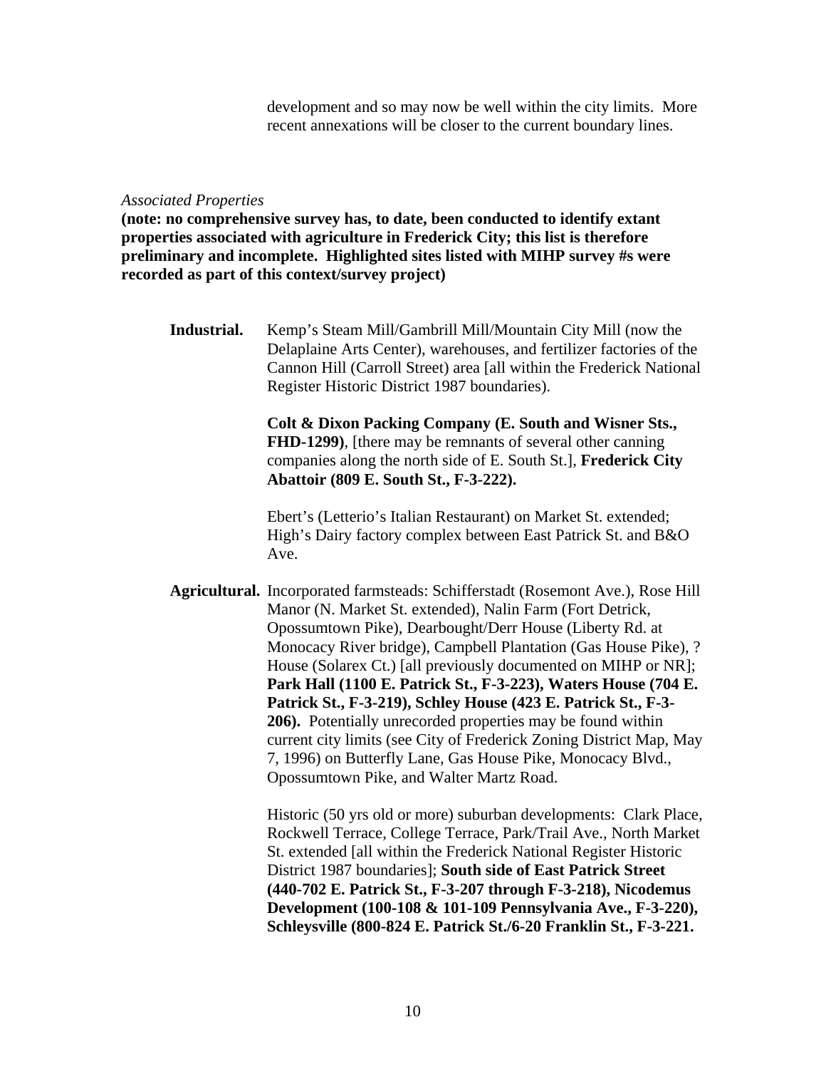development and so may now be well within the city limits. More recent annexations will be closer to the current boundary lines.

*Associated Properties*

**(note: no comprehensive survey has, to date, been conducted to identify extant properties associated with agriculture in Frederick City; this list is therefore preliminary and incomplete. Highlighted sites listed with MIHP survey #s were recorded as part of this context/survey project)**

**Industrial.** Kemp's Steam Mill/Gambrill Mill/Mountain City Mill (now the Delaplaine Arts Center), warehouses, and fertilizer factories of the Cannon Hill (Carroll Street) area [all within the Frederick National Register Historic District 1987 boundaries).

**Colt & Dixon Packing Company (E. South and Wisner Sts., FHD-1299)**, [there may be remnants of several other canning companies along the north side of E. South St.], **Frederick City Abattoir (809 E. South St., F-3-222).**

Ebert's (Letterio's Italian Restaurant) on Market St. extended; High's Dairy factory complex between East Patrick St. and B&O Ave.

**Agricultural.** Incorporated farmsteads: Schifferstadt (Rosemont Ave.), Rose Hill Manor (N. Market St. extended), Nalin Farm (Fort Detrick, Opossumtown Pike), Dearbought/Derr House (Liberty Rd. at Monocacy River bridge), Campbell Plantation (Gas House Pike), ? House (Solarex Ct.) [all previously documented on MIHP or NR]; **Park Hall (1100 E. Patrick St., F-3-223), Waters House (704 E. Patrick St., F-3-219), Schley House (423 E. Patrick St., F-3-206).** Potentially unrecorded properties may be found within current city limits (see City of Frederick Zoning District Map, May 7, 1996) on Butterfly Lane, Gas House Pike, Monocacy Blvd., Opossumtown Pike, and Walter Martz Road.

Historic (50 yrs old or more) suburban developments: Clark Place, Rockwell Terrace, College Terrace, Park/Trail Ave., North Market St. extended [all within the Frederick National Register Historic District 1987 boundaries]; **South side of East Patrick Street (440-702 E. Patrick St., F-3-207 through F-3-218), Nicodemus Development (100-108 & 101-109 Pennsylvania Ave., F-3-220), Schleysville (800-824 E. Patrick St./6-20 Franklin St., F-3-221.**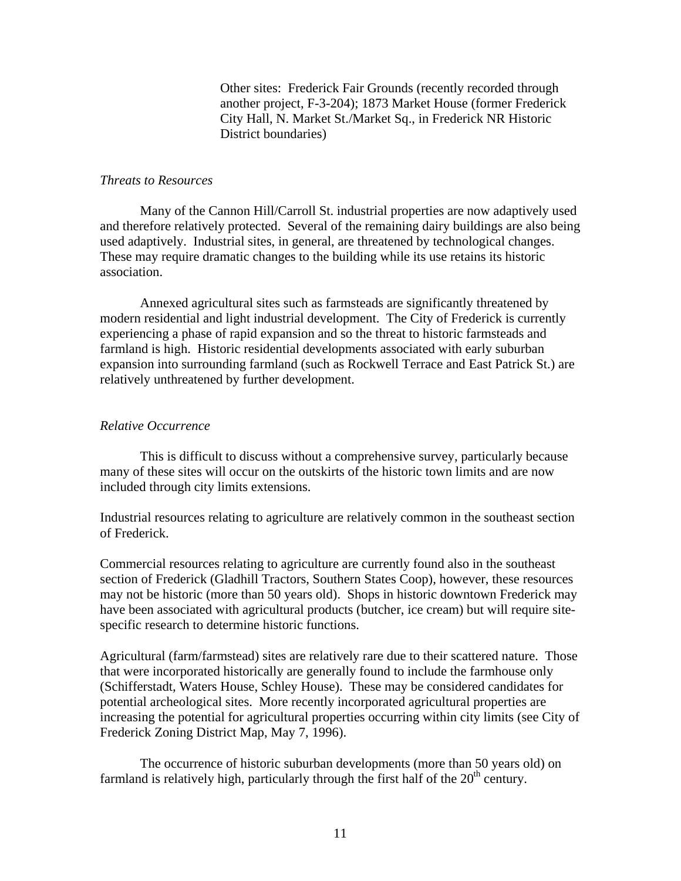Other sites: Frederick Fair Grounds (recently recorded through another project, F-3-204); 1873 Market House (former Frederick City Hall, N. Market St./Market Sq., in Frederick NR Historic District boundaries)

*Threats to Resources*

Many of the Cannon Hill/Carroll St. industrial properties are now adaptively used and therefore relatively protected. Several of the remaining dairy buildings are also being used adaptively. Industrial sites, in general, are threatened by technological changes. These may require dramatic changes to the building while its use retains its historic association.

Annexed agricultural sites such as farmsteads are significantly threatened by modern residential and light industrial development. The City of Frederick is currently experiencing a phase of rapid expansion and so the threat to historic farmsteads and farmland is high. Historic residential developments associated with early suburban expansion into surrounding farmland (such as Rockwell Terrace and East Patrick St.) are relatively unthreatened by further development.

*Relative Occurrence*

This is difficult to discuss without a comprehensive survey, particularly because many of these sites will occur on the outskirts of the historic town limits and are now included through city limits extensions.

Industrial resources relating to agriculture are relatively common in the southeast section of Frederick.

Commercial resources relating to agriculture are currently found also in the southeast section of Frederick (Gladhill Tractors, Southern States Coop), however, these resources may not be historic (more than 50 years old). Shops in historic downtown Frederick may have been associated with agricultural products (butcher, ice cream) but will require site-specific research to determine historic functions.

Agricultural (farm/farmstead) sites are relatively rare due to their scattered nature. Those that were incorporated historically are generally found to include the farmhouse only (Schifferstadt, Waters House, Schley House). These may be considered candidates for potential archeological sites. More recently incorporated agricultural properties are increasing the potential for agricultural properties occurring within city limits (see City of Frederick Zoning District Map, May 7, 1996).

The occurrence of historic suburban developments (more than 50 years old) on farmland is relatively high, particularly through the first half of the 20th century.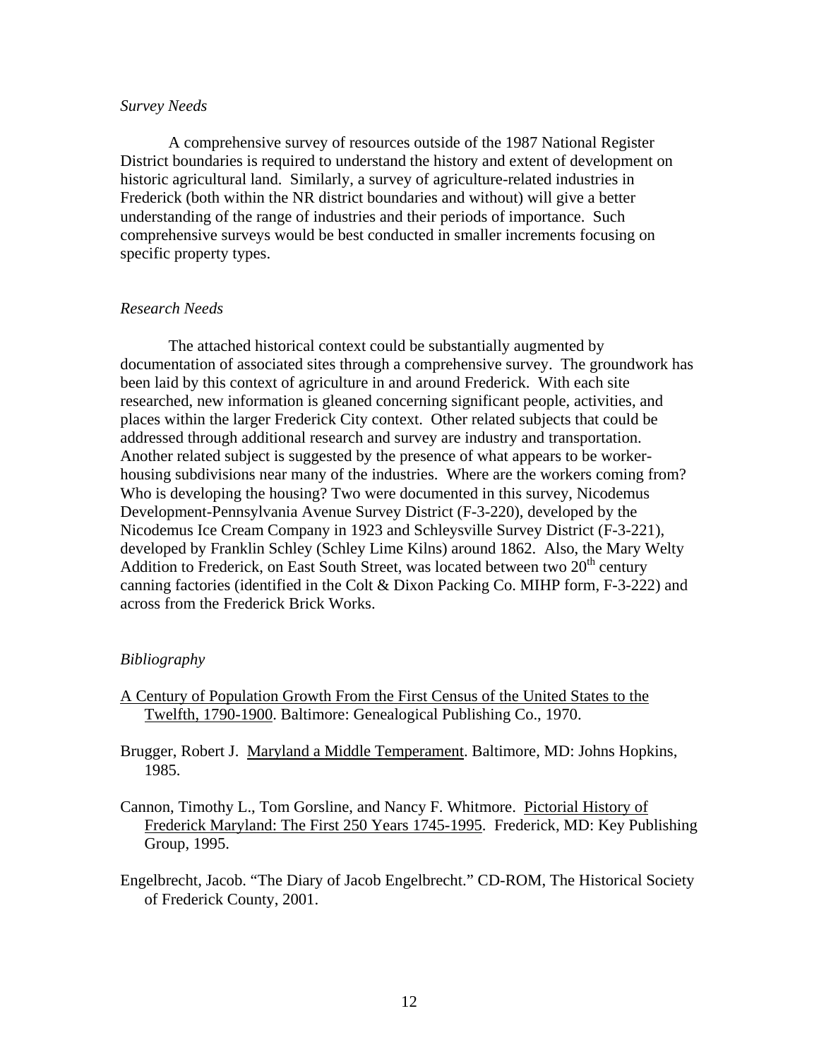*Survey Needs*

A comprehensive survey of resources outside of the 1987 National Register District boundaries is required to understand the history and extent of development on historic agricultural land. Similarly, a survey of agriculture-related industries in Frederick (both within the NR district boundaries and without) will give a better understanding of the range of industries and their periods of importance. Such comprehensive surveys would be best conducted in smaller increments focusing on specific property types.

*Research Needs*

The attached historical context could be substantially augmented by documentation of associated sites through a comprehensive survey. The groundwork has been laid by this context of agriculture in and around Frederick. With each site researched, new information is gleaned concerning significant people, activities, and places within the larger Frederick City context. Other related subjects that could be addressed through additional research and survey are industry and transportation. Another related subject is suggested by the presence of what appears to be worker-housing subdivisions near many of the industries. Where are the workers coming from? Who is developing the housing? Two were documented in this survey, Nicodemus Development-Pennsylvania Avenue Survey District (F-3-220), developed by the Nicodemus Ice Cream Company in 1923 and Schleysville Survey District (F-3-221), developed by Franklin Schley (Schley Lime Kilns) around 1862. Also, the Mary Welty Addition to Frederick, on East South Street, was located between two 20th century canning factories (identified in the Colt & Dixon Packing Co. MIHP form, F-3-222) and across from the Frederick Brick Works.

*Bibliography*

A Century of Population Growth From the First Census of the United States to the Twelfth, 1790-1900. Baltimore: Genealogical Publishing Co., 1970.

Brugger, Robert J. Maryland a Middle Temperament. Baltimore, MD: Johns Hopkins, 1985.

Cannon, Timothy L., Tom Gorsline, and Nancy F. Whitmore. Pictorial History of Frederick Maryland: The First 250 Years 1745-1995. Frederick, MD: Key Publishing Group, 1995.

Engelbrecht, Jacob. "The Diary of Jacob Engelbrecht." CD-ROM, The Historical Society of Frederick County, 2001.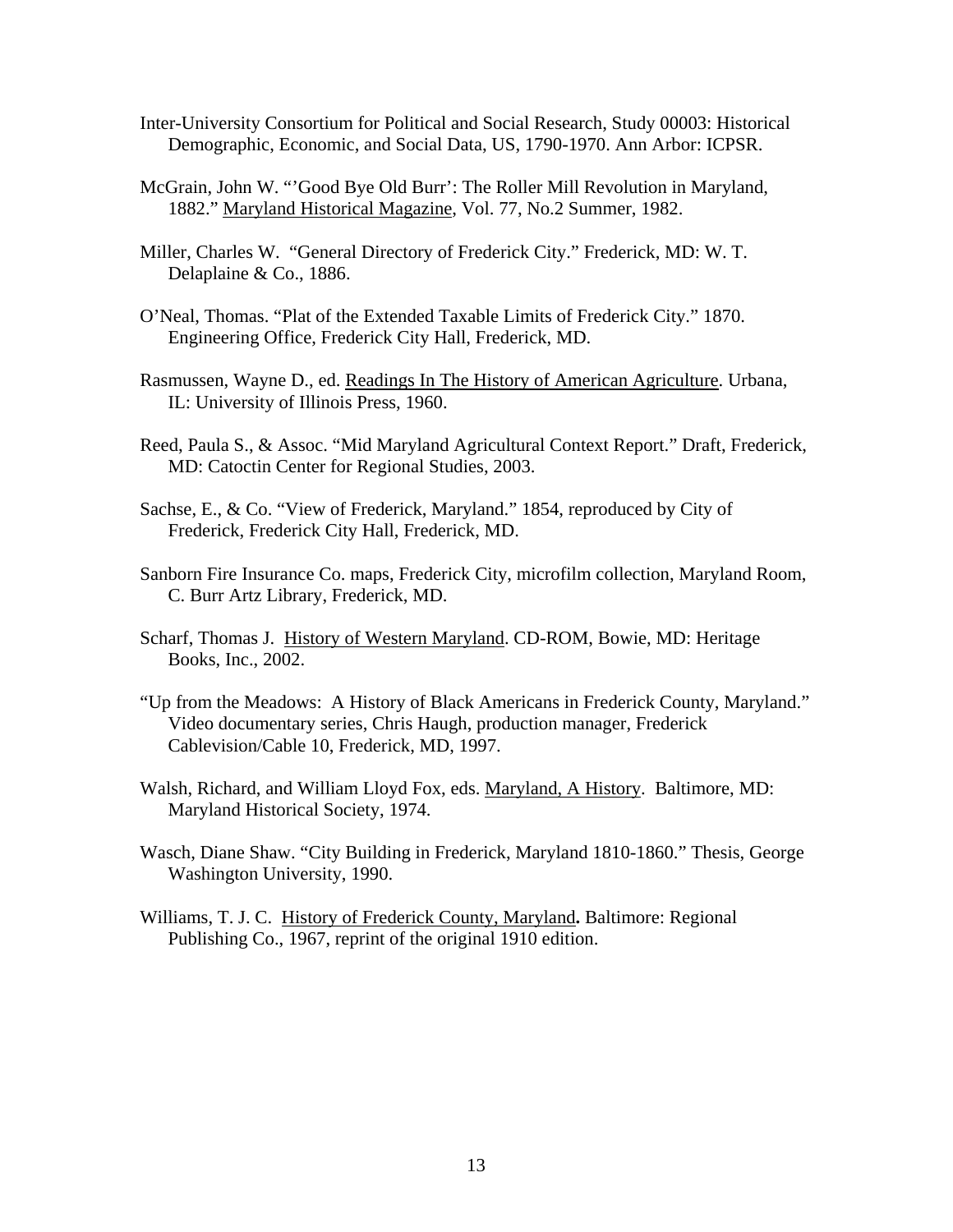Inter-University Consortium for Political and Social Research, Study 00003: Historical Demographic, Economic, and Social Data, US, 1790-1970. Ann Arbor: ICPSR.

McGrain, John W. "'Good Bye Old Burr': The Roller Mill Revolution in Maryland, 1882." Maryland Historical Magazine, Vol. 77, No.2 Summer, 1982.

Miller, Charles W. "General Directory of Frederick City." Frederick, MD: W. T. Delaplaine & Co., 1886.

O'Neal, Thomas. "Plat of the Extended Taxable Limits of Frederick City." 1870. Engineering Office, Frederick City Hall, Frederick, MD.

Rasmussen, Wayne D., ed. Readings In The History of American Agriculture. Urbana, IL: University of Illinois Press, 1960.

Reed, Paula S., & Assoc. "Mid Maryland Agricultural Context Report." Draft, Frederick, MD: Catoctin Center for Regional Studies, 2003.

Sachse, E., & Co. "View of Frederick, Maryland." 1854, reproduced by City of Frederick, Frederick City Hall, Frederick, MD.

Sanborn Fire Insurance Co. maps, Frederick City, microfilm collection, Maryland Room, C. Burr Artz Library, Frederick, MD.

Scharf, Thomas J. History of Western Maryland. CD-ROM, Bowie, MD: Heritage Books, Inc., 2002.

"Up from the Meadows: A History of Black Americans in Frederick County, Maryland." Video documentary series, Chris Haugh, production manager, Frederick Cablevision/Cable 10, Frederick, MD, 1997.

Walsh, Richard, and William Lloyd Fox, eds. Maryland, A History. Baltimore, MD: Maryland Historical Society, 1974.

Wasch, Diane Shaw. "City Building in Frederick, Maryland 1810-1860." Thesis, George Washington University, 1990.

Williams, T. J. C. History of Frederick County, Maryland**.** Baltimore: Regional Publishing Co., 1967, reprint of the original 1910 edition.